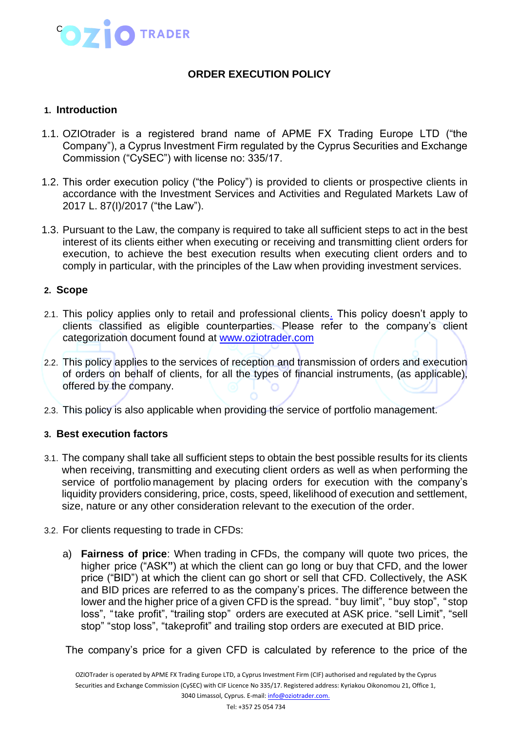# ORDER EXECUTION POLICY

## 1. Introduction

1.1. OZIOtrader is a registered brand name of APME FX Trading Europe LTD ("the Company"), a Cyprus Investment Firm regulated by the Cyprus Securities and Exchange Commission ("CySEC") with license no: 335/17.

1.2. This order execution policy ("the Policy") is provided to clients or prospective clients in accordance with the Investment Services and Activities and Regulated Markets Law of 2017 L. 87(I)/2017 ("the Law").

1.3. Pursuant to the Law, the company is required to take all sufficient steps to act in the best interest of its clients either when executing or receiving and transmitting client orders for execution, to achieve the best execution results when executing client orders and to comply in particular, with the principles of the Law when providing investment services.

## 2. Scope

2.1. This policy applies only to retail and professional clients. This policy doesn't apply to clients classified as eligible counterparties. Please refer to the company's client categorization document found at www.oziotrader.com

2.2. This policy applies to the services of reception and transmission of orders and execution of orders on behalf of clients, for all the types of financial instruments, (as applicable), offered by the company.

2.3. This policy is also applicable when providing the service of portfolio management.

## 3. Best execution factors

3.1. The company shall take all sufficient steps to obtain the best possible results for its clients when receiving, transmitting and executing client orders as well as when performing the service of portfolio management by placing orders for execution with the company's liquidity providers considering, price, costs, speed, likelihood of execution and settlement, size, nature or any other consideration relevant to the execution of the order.

3.2. For clients requesting to trade in CFDs:

a) **Fairness of price**: When trading in CFDs, the company will quote two prices, the higher price ("ASK") at which the client can go long or buy that CFD, and the lower price ("BID") at which the client can go short or sell that CFD. Collectively, the ASK and BID prices are referred to as the company's prices. The difference between the lower and the higher price of a given CFD is the spread. "buy limit", "buy stop", "stop loss", "take profit", "trailing stop" orders are executed at ASK price. "sell Limit", "sell stop" "stop loss", "takeprofit" and trailing stop orders are executed at BID price.

The company's price for a given CFD is calculated by reference to the price of the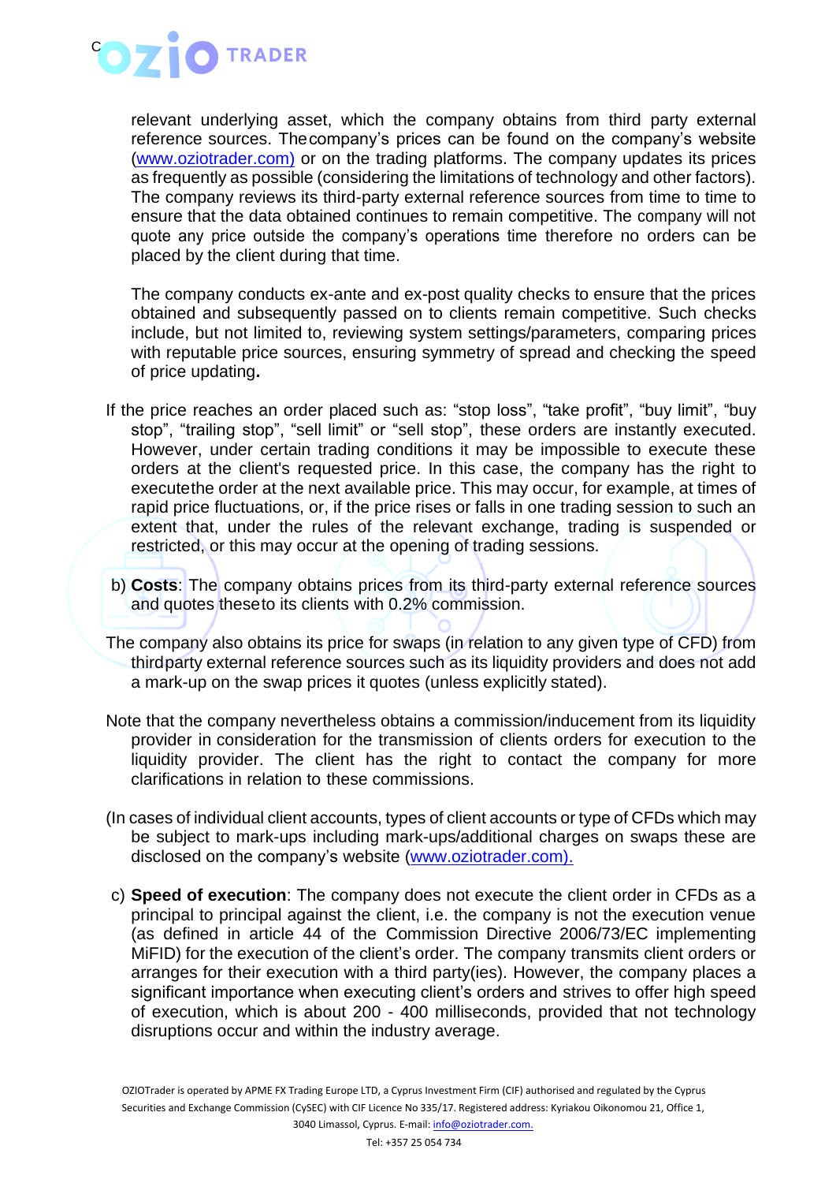relevant underlying asset, which the company obtains from third party external reference sources. The company's prices can be found on the company's website (www.oziotrader.com) or on the trading platforms. The company updates its prices as frequently as possible (considering the limitations of technology and other factors). The company reviews its third-party external reference sources from time to time to ensure that the data obtained continues to remain competitive. The company will not quote any price outside the company's operations time therefore no orders can be placed by the client during that time.

The company conducts ex-ante and ex-post quality checks to ensure that the prices obtained and subsequently passed on to clients remain competitive. Such checks include, but not limited to, reviewing system settings/parameters, comparing prices with reputable price sources, ensuring symmetry of spread and checking the speed of price updating.

If the price reaches an order placed such as: "stop loss", "take profit", "buy limit", "buy stop", "trailing stop", "sell limit" or "sell stop", these orders are instantly executed. However, under certain trading conditions it may be impossible to execute these orders at the client's requested price. In this case, the company has the right to execute the order at the next available price. This may occur, for example, at times of rapid price fluctuations, or, if the price rises or falls in one trading session to such an extent that, under the rules of the relevant exchange, trading is suspended or restricted, or this may occur at the opening of trading sessions.

b) **Costs**: The company obtains prices from its third-party external reference sources and quotes these to its clients with 0.2% commission.

The company also obtains its price for swaps (in relation to any given type of CFD) from third party external reference sources such as its liquidity providers and does not add a mark-up on the swap prices it quotes (unless explicitly stated).

Note that the company nevertheless obtains a commission/inducement from its liquidity provider in consideration for the transmission of clients orders for execution to the liquidity provider. The client has the right to contact the company for more clarifications in relation to these commissions.

(In cases of individual client accounts, types of client accounts or type of CFDs which may be subject to mark-ups including mark-ups/additional charges on swaps these are disclosed on the company's website (www.oziotrader.com).

c) **Speed of execution**: The company does not execute the client order in CFDs as a principal to principal against the client, i.e. the company is not the execution venue (as defined in article 44 of the Commission Directive 2006/73/EC implementing MiFID) for the execution of the client's order. The company transmits client orders or arranges for their execution with a third party(ies). However, the company places a significant importance when executing client's orders and strives to offer high speed of execution, which is about 200 - 400 milliseconds, provided that not technology disruptions occur and within the industry average.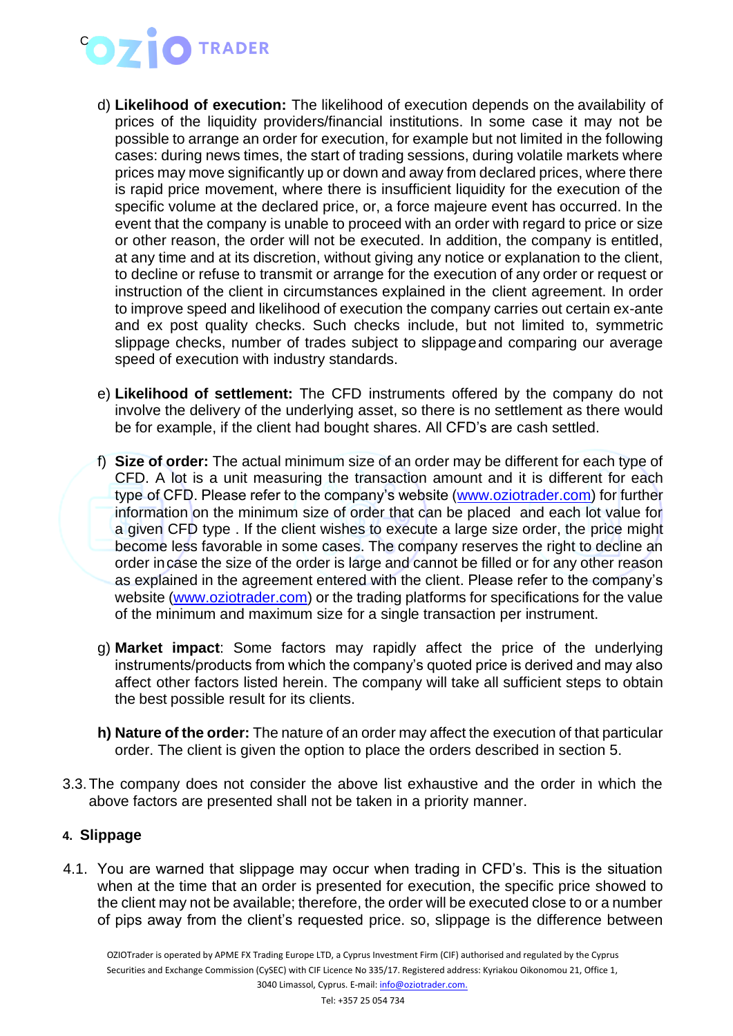d) **Likelihood of execution:** The likelihood of execution depends on the availability of prices of the liquidity providers/financial institutions. In some case it may not be possible to arrange an order for execution, for example but not limited in the following cases: during news times, the start of trading sessions, during volatile markets where prices may move significantly up or down and away from declared prices, where there is rapid price movement, where there is insufficient liquidity for the execution of the specific volume at the declared price, or, a force majeure event has occurred. In the event that the company is unable to proceed with an order with regard to price or size or other reason, the order will not be executed. In addition, the company is entitled, at any time and at its discretion, without giving any notice or explanation to the client, to decline or refuse to transmit or arrange for the execution of any order or request or instruction of the client in circumstances explained in the client agreement. In order to improve speed and likelihood of execution the company carries out certain ex-ante and ex post quality checks. Such checks include, but not limited to, symmetric slippage checks, number of trades subject to slippage and comparing our average speed of execution with industry standards.

e) **Likelihood of settlement:** The CFD instruments offered by the company do not involve the delivery of the underlying asset, so there is no settlement as there would be for example, if the client had bought shares. All CFD's are cash settled.

f) **Size of order:** The actual minimum size of an order may be different for each type of CFD. A lot is a unit measuring the transaction amount and it is different for each type of CFD. Please refer to the company's website (www.oziotrader.com) for further information on the minimum size of order that can be placed and each lot value for a given CFD type . If the client wishes to execute a large size order, the price might become less favorable in some cases. The company reserves the right to decline an order in case the size of the order is large and cannot be filled or for any other reason as explained in the agreement entered with the client. Please refer to the company's website (www.oziotrader.com) or the trading platforms for specifications for the value of the minimum and maximum size for a single transaction per instrument.

g) **Market impact**: Some factors may rapidly affect the price of the underlying instruments/products from which the company's quoted price is derived and may also affect other factors listed herein. The company will take all sufficient steps to obtain the best possible result for its clients.

**h) Nature of the order:** The nature of an order may affect the execution of that particular order. The client is given the option to place the orders described in section 5.

3.3. The company does not consider the above list exhaustive and the order in which the above factors are presented shall not be taken in a priority manner.

## 4. Slippage

4.1. You are warned that slippage may occur when trading in CFD's. This is the situation when at the time that an order is presented for execution, the specific price showed to the client may not be available; therefore, the order will be executed close to or a number of pips away from the client's requested price. so, slippage is the difference between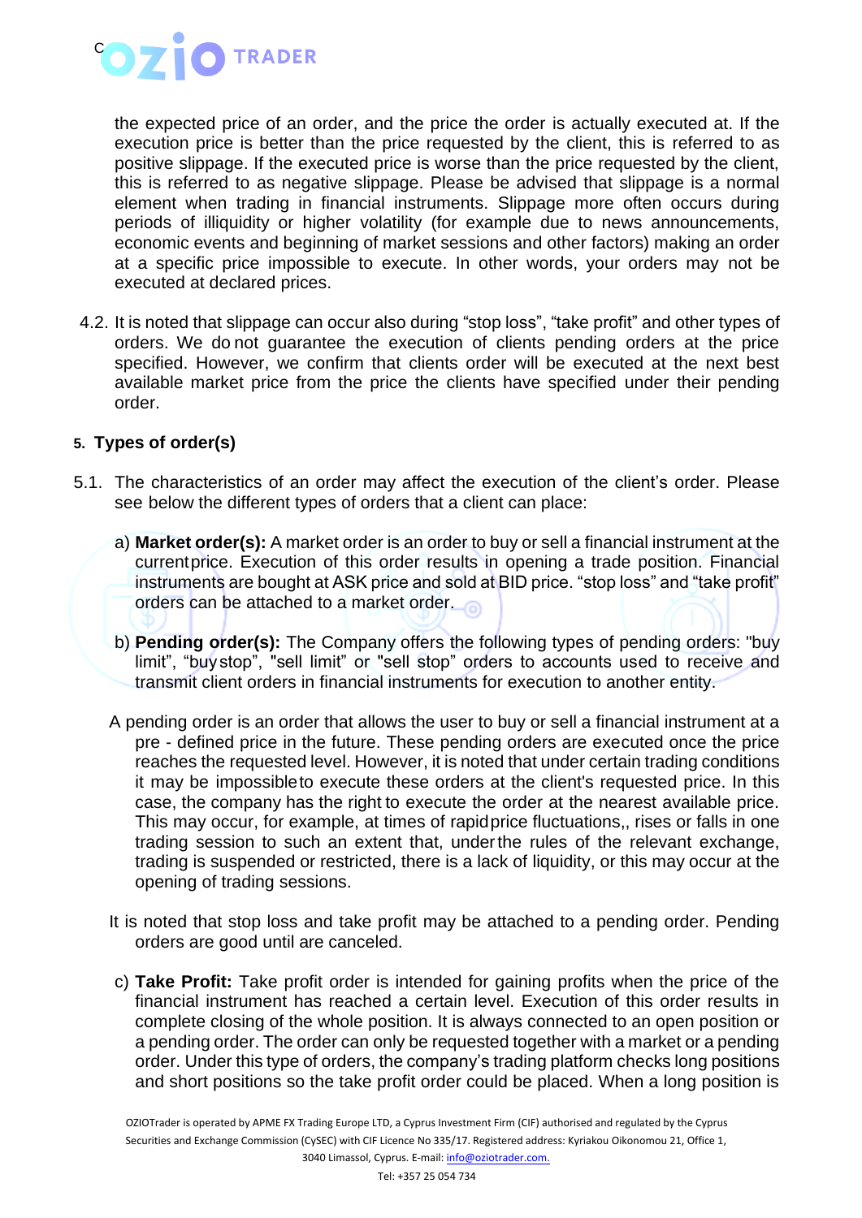the expected price of an order, and the price the order is actually executed at. If the execution price is better than the price requested by the client, this is referred to as positive slippage. If the executed price is worse than the price requested by the client, this is referred to as negative slippage. Please be advised that slippage is a normal element when trading in financial instruments. Slippage more often occurs during periods of illiquidity or higher volatility (for example due to news announcements, economic events and beginning of market sessions and other factors) making an order at a specific price impossible to execute. In other words, your orders may not be executed at declared prices.

4.2. It is noted that slippage can occur also during "stop loss", "take profit" and other types of orders. We do not guarantee the execution of clients pending orders at the price specified. However, we confirm that clients order will be executed at the next best available market price from the price the clients have specified under their pending order.

## 5. Types of order(s)

5.1. The characteristics of an order may affect the execution of the client's order. Please see below the different types of orders that a client can place:

a) **Market order(s):** A market order is an order to buy or sell a financial instrument at the current price. Execution of this order results in opening a trade position. Financial instruments are bought at ASK price and sold at BID price. "stop loss" and "take profit" orders can be attached to a market order.

b) **Pending order(s):** The Company offers the following types of pending orders: "buy limit", "buy stop", "sell limit" or "sell stop" orders to accounts used to receive and transmit client orders in financial instruments for execution to another entity.

A pending order is an order that allows the user to buy or sell a financial instrument at a pre - defined price in the future. These pending orders are executed once the price reaches the requested level. However, it is noted that under certain trading conditions it may be impossible to execute these orders at the client's requested price. In this case, the company has the right to execute the order at the nearest available price. This may occur, for example, at times of rapid price fluctuations,, rises or falls in one trading session to such an extent that, under the rules of the relevant exchange, trading is suspended or restricted, there is a lack of liquidity, or this may occur at the opening of trading sessions.

It is noted that stop loss and take profit may be attached to a pending order. Pending orders are good until are canceled.

c) **Take Profit:** Take profit order is intended for gaining profits when the price of the financial instrument has reached a certain level. Execution of this order results in complete closing of the whole position. It is always connected to an open position or a pending order. The order can only be requested together with a market or a pending order. Under this type of orders, the company's trading platform checks long positions and short positions so the take profit order could be placed. When a long position is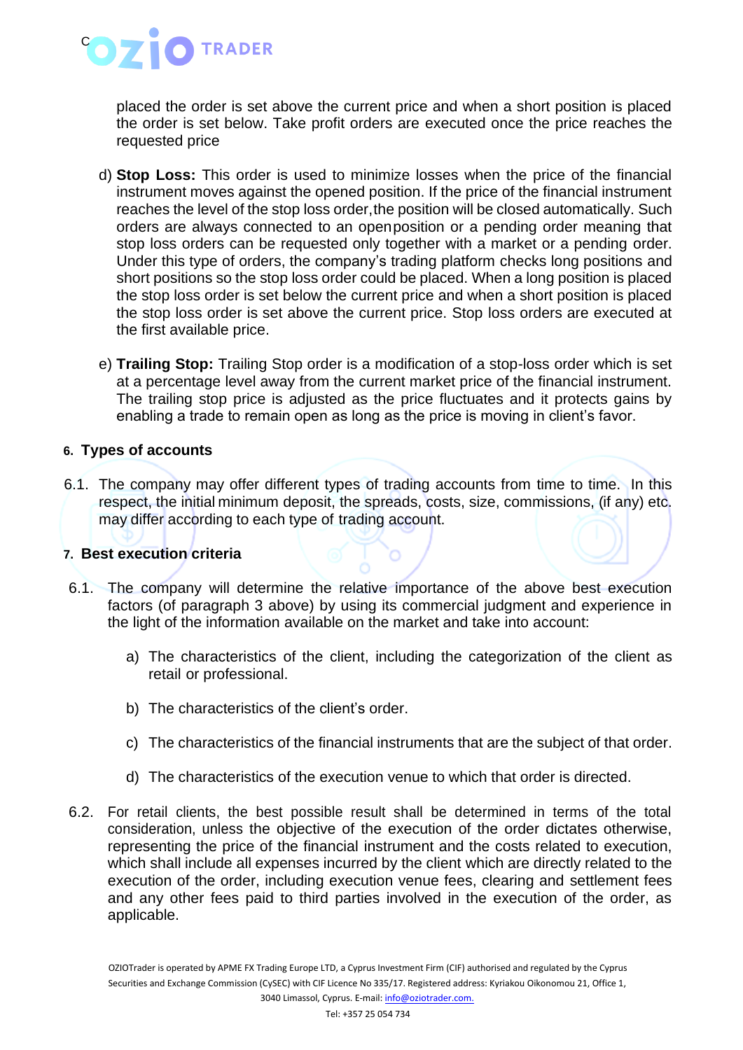placed the order is set above the current price and when a short position is placed the order is set below. Take profit orders are executed once the price reaches the requested price

d) **Stop Loss:** This order is used to minimize losses when the price of the financial instrument moves against the opened position. If the price of the financial instrument reaches the level of the stop loss order, the position will be closed automatically. Such orders are always connected to an open position or a pending order meaning that stop loss orders can be requested only together with a market or a pending order. Under this type of orders, the company's trading platform checks long positions and short positions so the stop loss order could be placed. When a long position is placed the stop loss order is set below the current price and when a short position is placed the stop loss order is set above the current price. Stop loss orders are executed at the first available price.

e) **Trailing Stop:** Trailing Stop order is a modification of a stop-loss order which is set at a percentage level away from the current market price of the financial instrument. The trailing stop price is adjusted as the price fluctuates and it protects gains by enabling a trade to remain open as long as the price is moving in client's favor.

## 6. Types of accounts

6.1. The company may offer different types of trading accounts from time to time. In this respect, the initial minimum deposit, the spreads, costs, size, commissions, (if any) etc. may differ according to each type of trading account.

## 7. Best execution criteria

6.1. The company will determine the relative importance of the above best execution factors (of paragraph 3 above) by using its commercial judgment and experience in the light of the information available on the market and take into account:

a) The characteristics of the client, including the categorization of the client as retail or professional.

b) The characteristics of the client's order.

c) The characteristics of the financial instruments that are the subject of that order.

d) The characteristics of the execution venue to which that order is directed.

6.2. For retail clients, the best possible result shall be determined in terms of the total consideration, unless the objective of the execution of the order dictates otherwise, representing the price of the financial instrument and the costs related to execution, which shall include all expenses incurred by the client which are directly related to the execution of the order, including execution venue fees, clearing and settlement fees and any other fees paid to third parties involved in the execution of the order, as applicable.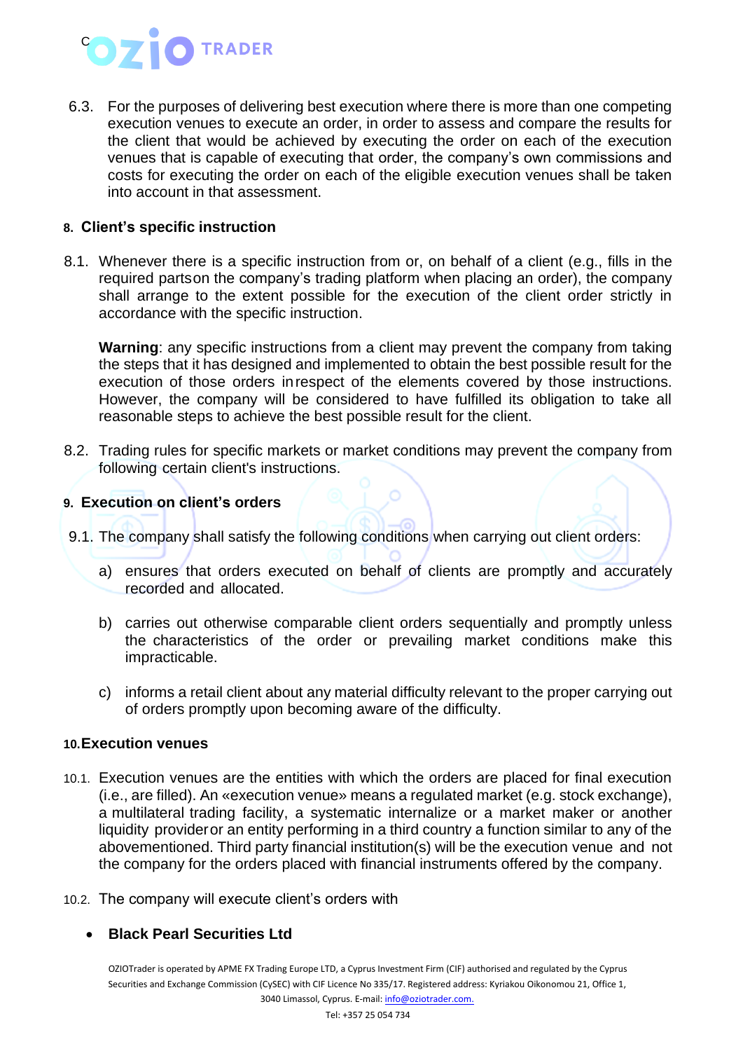6.3. For the purposes of delivering best execution where there is more than one competing execution venues to execute an order, in order to assess and compare the results for the client that would be achieved by executing the order on each of the execution venues that is capable of executing that order, the company's own commissions and costs for executing the order on each of the eligible execution venues shall be taken into account in that assessment.

## 8. Client's specific instruction

8.1. Whenever there is a specific instruction from or, on behalf of a client (e.g., fills in the required partson the company's trading platform when placing an order), the company shall arrange to the extent possible for the execution of the client order strictly in accordance with the specific instruction.

**Warning**: any specific instructions from a client may prevent the company from taking the steps that it has designed and implemented to obtain the best possible result for the execution of those orders inrespect of the elements covered by those instructions. However, the company will be considered to have fulfilled its obligation to take all reasonable steps to achieve the best possible result for the client.

8.2. Trading rules for specific markets or market conditions may prevent the company from following certain client's instructions.

## 9. Execution on client's orders

9.1. The company shall satisfy the following conditions when carrying out client orders:

a) ensures that orders executed on behalf of clients are promptly and accurately recorded and allocated.

b) carries out otherwise comparable client orders sequentially and promptly unless the characteristics of the order or prevailing market conditions make this impracticable.

c) informs a retail client about any material difficulty relevant to the proper carrying out of orders promptly upon becoming aware of the difficulty.

## 10. Execution venues

10.1. Execution venues are the entities with which the orders are placed for final execution (i.e., are filled). An «execution venue» means a regulated market (e.g. stock exchange), a multilateral trading facility, a systematic internalize or a market maker or another liquidity provideror an entity performing in a third country a function similar to any of the abovementioned. Third party financial institution(s) will be the execution venue and not the company for the orders placed with financial instruments offered by the company.

10.2. The company will execute client's orders with

- **Black Pearl Securities Ltd**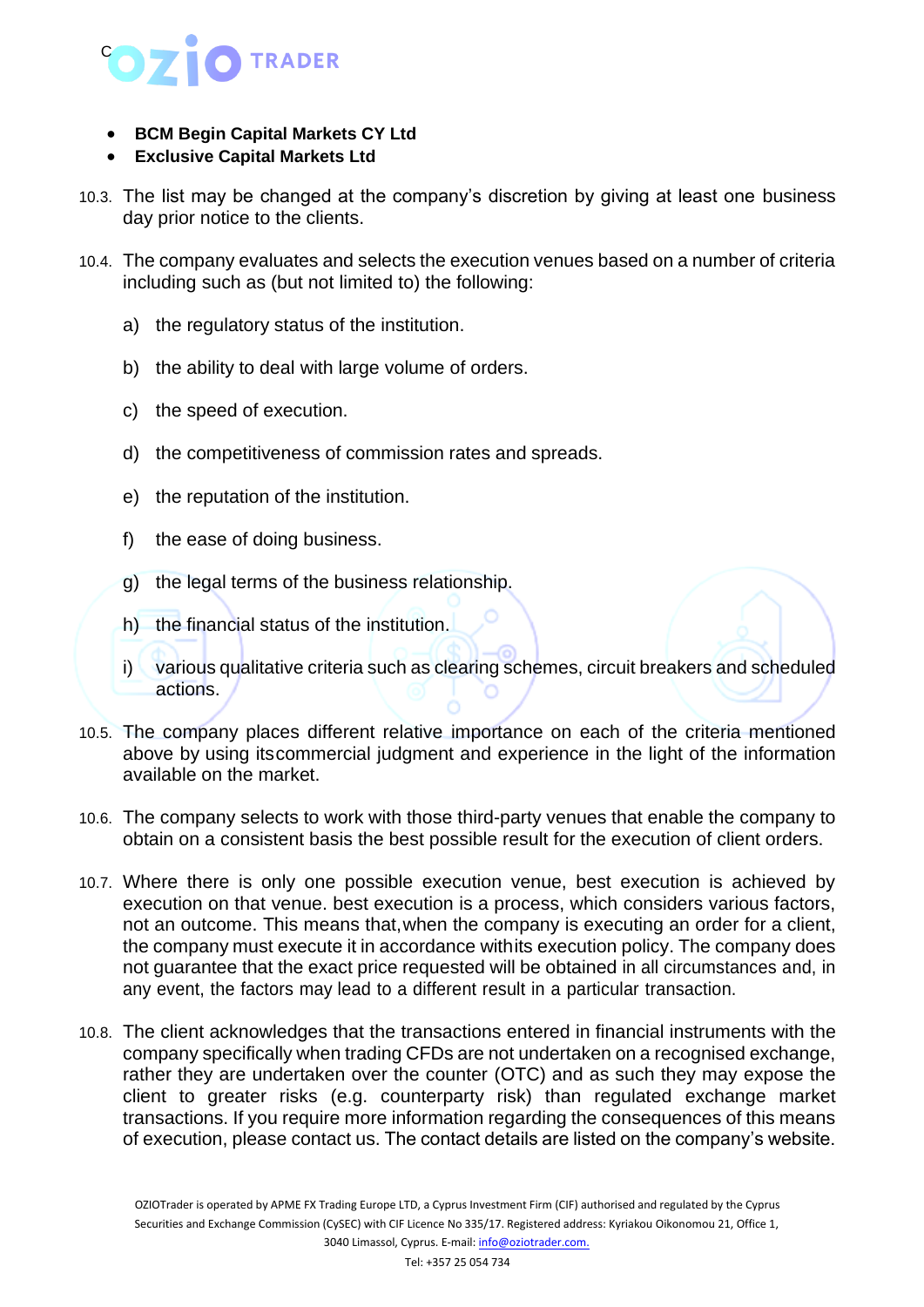- **BCM Begin Capital Markets CY Ltd**
- **Exclusive Capital Markets Ltd**

10.3. The list may be changed at the company's discretion by giving at least one business day prior notice to the clients.

10.4. The company evaluates and selects the execution venues based on a number of criteria including such as (but not limited to) the following:

a) the regulatory status of the institution.

b) the ability to deal with large volume of orders.

c) the speed of execution.

d) the competitiveness of commission rates and spreads.

e) the reputation of the institution.

f) the ease of doing business.

g) the legal terms of the business relationship.

h) the financial status of the institution.

i) various qualitative criteria such as clearing schemes, circuit breakers and scheduled actions.

10.5. The company places different relative importance on each of the criteria mentioned above by using itscommercial judgment and experience in the light of the information available on the market.

10.6. The company selects to work with those third-party venues that enable the company to obtain on a consistent basis the best possible result for the execution of client orders.

10.7. Where there is only one possible execution venue, best execution is achieved by execution on that venue. best execution is a process, which considers various factors, not an outcome. This means that,when the company is executing an order for a client, the company must execute it in accordance withits execution policy. The company does not guarantee that the exact price requested will be obtained in all circumstances and, in any event, the factors may lead to a different result in a particular transaction.

10.8. The client acknowledges that the transactions entered in financial instruments with the company specifically when trading CFDs are not undertaken on a recognised exchange, rather they are undertaken over the counter (OTC) and as such they may expose the client to greater risks (e.g. counterparty risk) than regulated exchange market transactions. If you require more information regarding the consequences of this means of execution, please contact us. The contact details are listed on the company's website.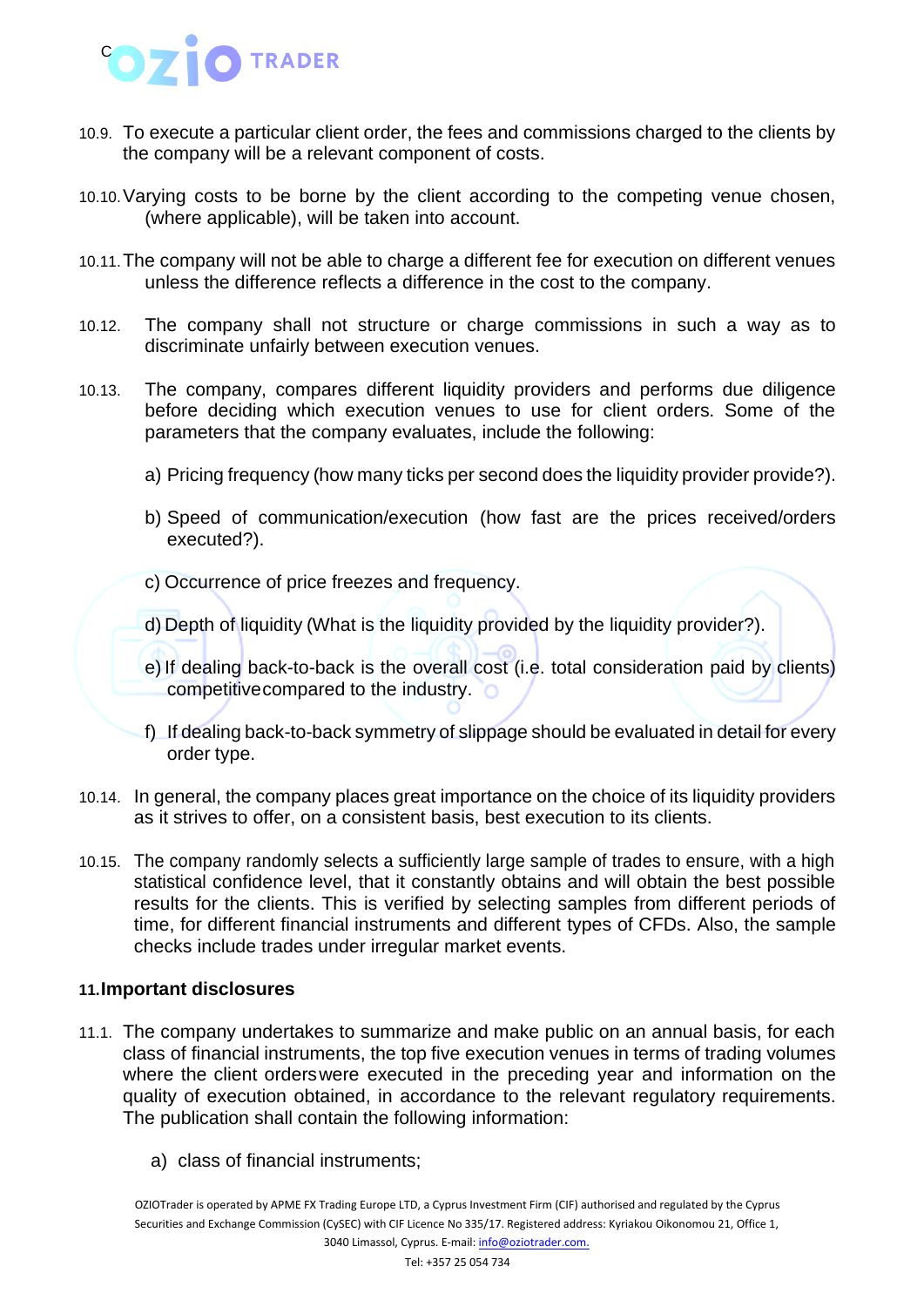10.9. To execute a particular client order, the fees and commissions charged to the clients by the company will be a relevant component of costs.

10.10. Varying costs to be borne by the client according to the competing venue chosen, (where applicable), will be taken into account.

10.11. The company will not be able to charge a different fee for execution on different venues unless the difference reflects a difference in the cost to the company.

10.12. The company shall not structure or charge commissions in such a way as to discriminate unfairly between execution venues.

10.13. The company, compares different liquidity providers and performs due diligence before deciding which execution venues to use for client orders. Some of the parameters that the company evaluates, include the following:

a) Pricing frequency (how many ticks per second does the liquidity provider provide?).

b) Speed of communication/execution (how fast are the prices received/orders executed?).

c) Occurrence of price freezes and frequency.

d) Depth of liquidity (What is the liquidity provided by the liquidity provider?).

e) If dealing back-to-back is the overall cost (i.e. total consideration paid by clients) competitivecompared to the industry.

f) If dealing back-to-back symmetry of slippage should be evaluated in detail for every order type.

10.14. In general, the company places great importance on the choice of its liquidity providers as it strives to offer, on a consistent basis, best execution to its clients.

10.15. The company randomly selects a sufficiently large sample of trades to ensure, with a high statistical confidence level, that it constantly obtains and will obtain the best possible results for the clients. This is verified by selecting samples from different periods of time, for different financial instruments and different types of CFDs. Also, the sample checks include trades under irregular market events.

**11. Important disclosures**

11.1. The company undertakes to summarize and make public on an annual basis, for each class of financial instruments, the top five execution venues in terms of trading volumes where the client orderswere executed in the preceding year and information on the quality of execution obtained, in accordance to the relevant regulatory requirements. The publication shall contain the following information:

a) class of financial instruments;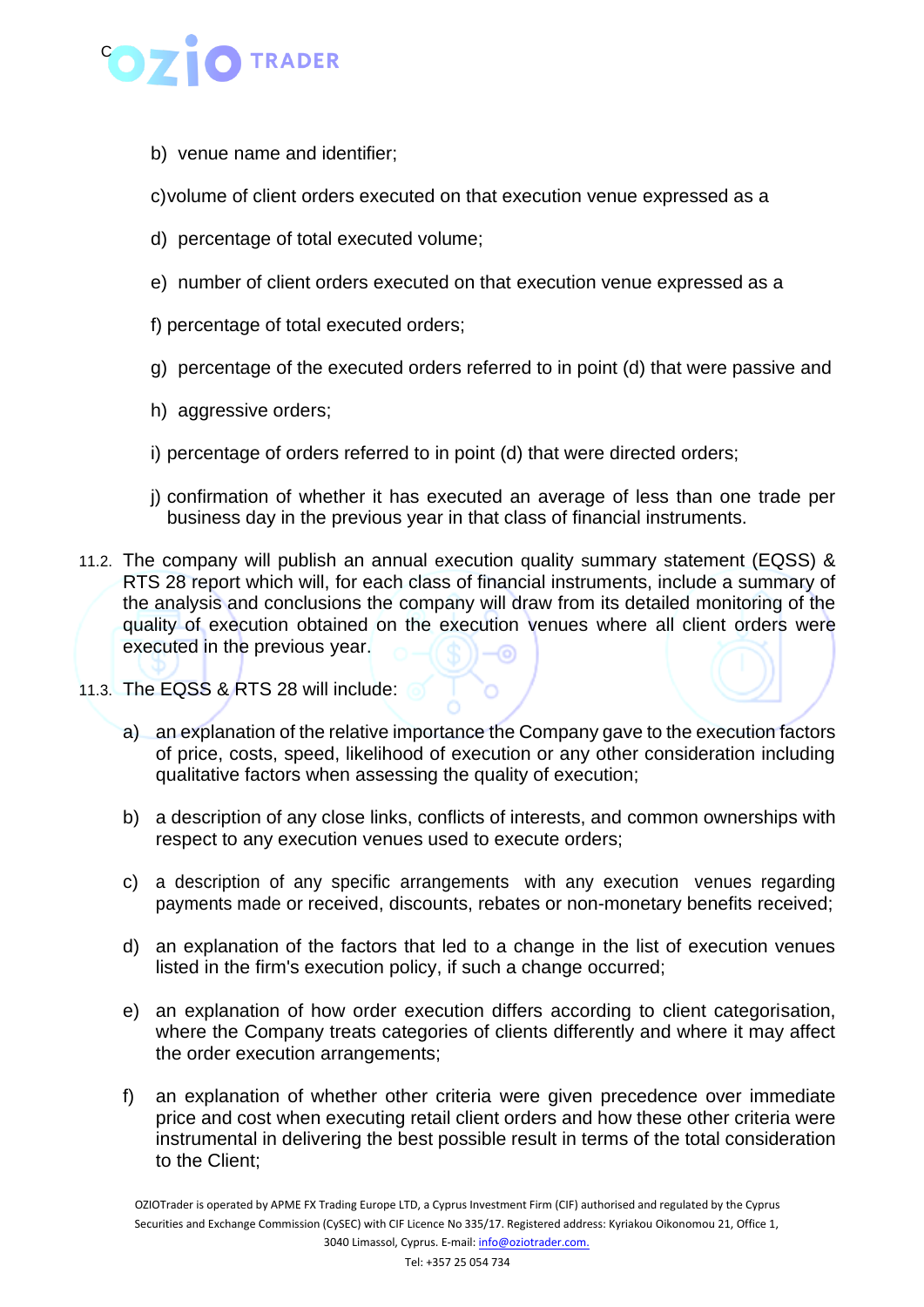b) venue name and identifier;

c)volume of client orders executed on that execution venue expressed as a

d) percentage of total executed volume;

e) number of client orders executed on that execution venue expressed as a

f) percentage of total executed orders;

g) percentage of the executed orders referred to in point (d) that were passive and

h) aggressive orders;

i) percentage of orders referred to in point (d) that were directed orders;

j) confirmation of whether it has executed an average of less than one trade per business day in the previous year in that class of financial instruments.

11.2. The company will publish an annual execution quality summary statement (EQSS) & RTS 28 report which will, for each class of financial instruments, include a summary of the analysis and conclusions the company will draw from its detailed monitoring of the quality of execution obtained on the execution venues where all client orders were executed in the previous year.

11.3. The EQSS & RTS 28 will include:

a) an explanation of the relative importance the Company gave to the execution factors of price, costs, speed, likelihood of execution or any other consideration including qualitative factors when assessing the quality of execution;

b) a description of any close links, conflicts of interests, and common ownerships with respect to any execution venues used to execute orders;

c) a description of any specific arrangements with any execution venues regarding payments made or received, discounts, rebates or non-monetary benefits received;

d) an explanation of the factors that led to a change in the list of execution venues listed in the firm's execution policy, if such a change occurred;

e) an explanation of how order execution differs according to client categorisation, where the Company treats categories of clients differently and where it may affect the order execution arrangements;

f) an explanation of whether other criteria were given precedence over immediate price and cost when executing retail client orders and how these other criteria were instrumental in delivering the best possible result in terms of the total consideration to the Client;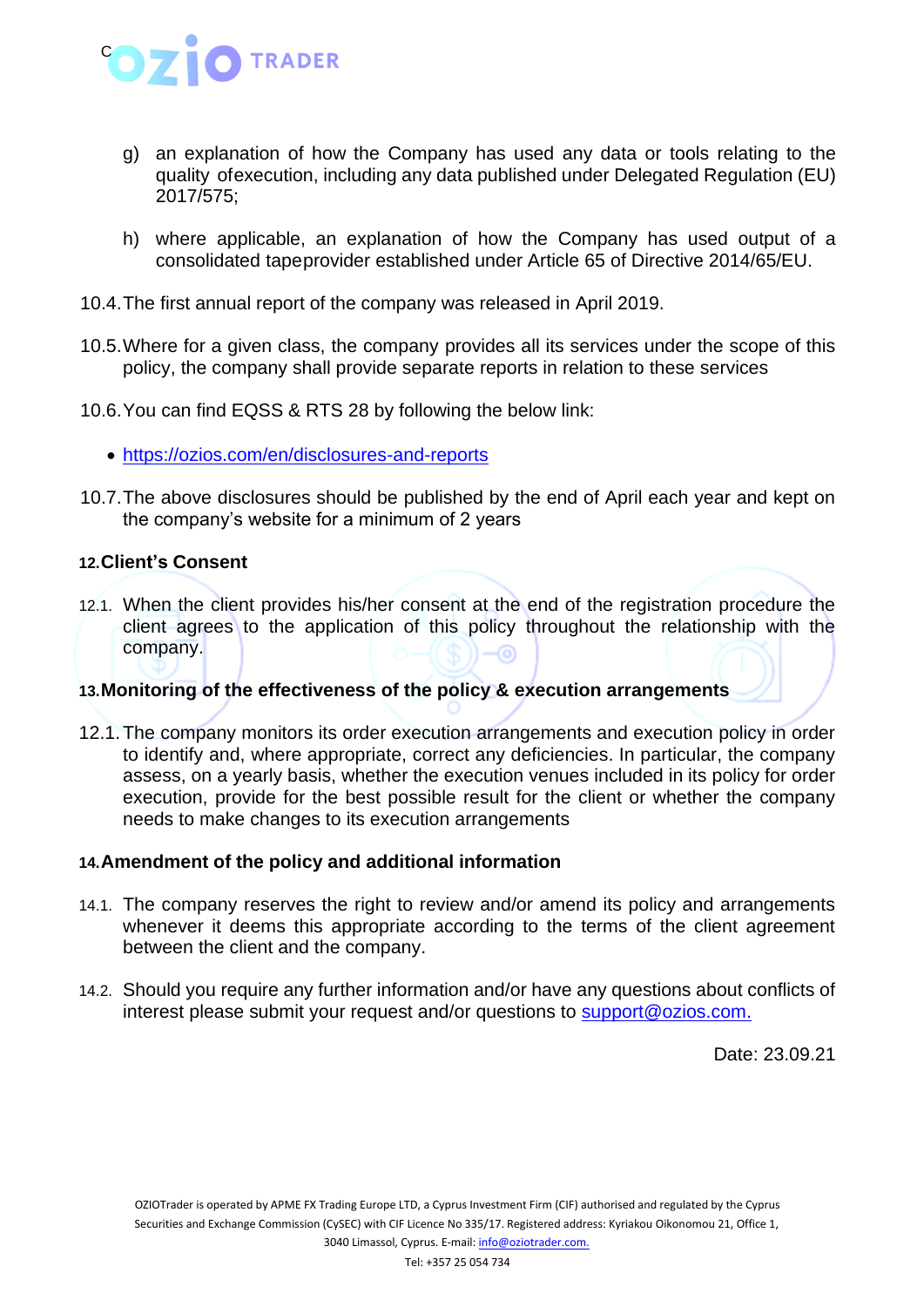g) an explanation of how the Company has used any data or tools relating to the quality ofexecution, including any data published under Delegated Regulation (EU) 2017/575;

h) where applicable, an explanation of how the Company has used output of a consolidated tapeprovider established under Article 65 of Directive 2014/65/EU.

10.4. The first annual report of the company was released in April 2019.

10.5. Where for a given class, the company provides all its services under the scope of this policy, the company shall provide separate reports in relation to these services

10.6. You can find EQSS & RTS 28 by following the below link:

- https://ozios.com/en/disclosures-and-reports

10.7. The above disclosures should be published by the end of April each year and kept on the company's website for a minimum of 2 years

## 12. Client's Consent

12.1. When the client provides his/her consent at the end of the registration procedure the client agrees to the application of this policy throughout the relationship with the company.

## 13. Monitoring of the effectiveness of the policy & execution arrangements

12.1. The company monitors its order execution arrangements and execution policy in order to identify and, where appropriate, correct any deficiencies. In particular, the company assess, on a yearly basis, whether the execution venues included in its policy for order execution, provide for the best possible result for the client or whether the company needs to make changes to its execution arrangements

## 14. Amendment of the policy and additional information

14.1. The company reserves the right to review and/or amend its policy and arrangements whenever it deems this appropriate according to the terms of the client agreement between the client and the company.

14.2. Should you require any further information and/or have any questions about conflicts of interest please submit your request and/or questions to support@ozios.com.

Date: 23.09.21